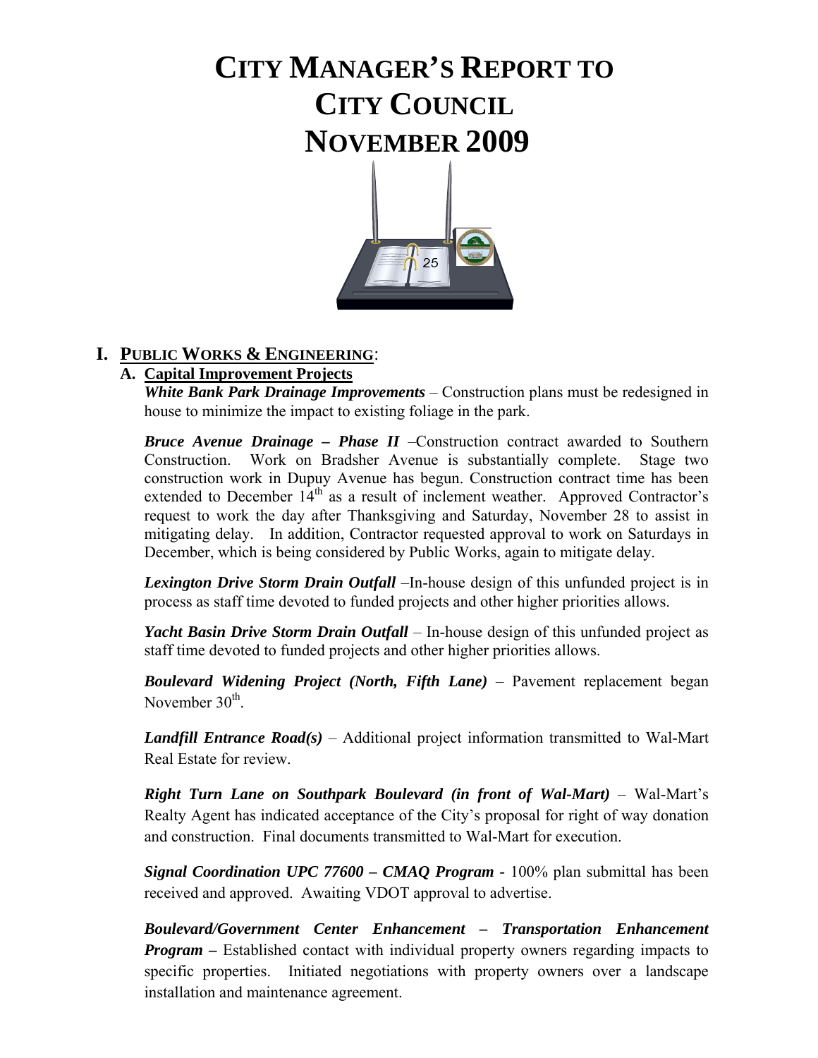# CITY MANAGER'S REPORT TO CITY COUNCIL NOVEMBER 2009

## I. PUBLIC WORKS & ENGINEERING:

### A. Capital Improvement Projects

***White Bank Park Drainage Improvements*** – Construction plans must be redesigned in house to minimize the impact to existing foliage in the park.

***Bruce Avenue Drainage – Phase II*** –Construction contract awarded to Southern Construction. Work on Bradsher Avenue is substantially complete. Stage two construction work in Dupuy Avenue has begun. Construction contract time has been extended to December 14th as a result of inclement weather. Approved Contractor's request to work the day after Thanksgiving and Saturday, November 28 to assist in mitigating delay. In addition, Contractor requested approval to work on Saturdays in December, which is being considered by Public Works, again to mitigate delay.

***Lexington Drive Storm Drain Outfall*** –In-house design of this unfunded project is in process as staff time devoted to funded projects and other higher priorities allows.

***Yacht Basin Drive Storm Drain Outfall*** – In-house design of this unfunded project as staff time devoted to funded projects and other higher priorities allows.

***Boulevard Widening Project (North, Fifth Lane)*** – Pavement replacement began November 30th.

***Landfill Entrance Road(s)*** – Additional project information transmitted to Wal-Mart Real Estate for review.

***Right Turn Lane on Southpark Boulevard (in front of Wal-Mart)*** – Wal-Mart's Realty Agent has indicated acceptance of the City's proposal for right of way donation and construction. Final documents transmitted to Wal-Mart for execution.

***Signal Coordination UPC 77600 – CMAQ Program*** - 100% plan submittal has been received and approved. Awaiting VDOT approval to advertise.

***Boulevard/Government Center Enhancement – Transportation Enhancement Program –*** Established contact with individual property owners regarding impacts to specific properties. Initiated negotiations with property owners over a landscape installation and maintenance agreement.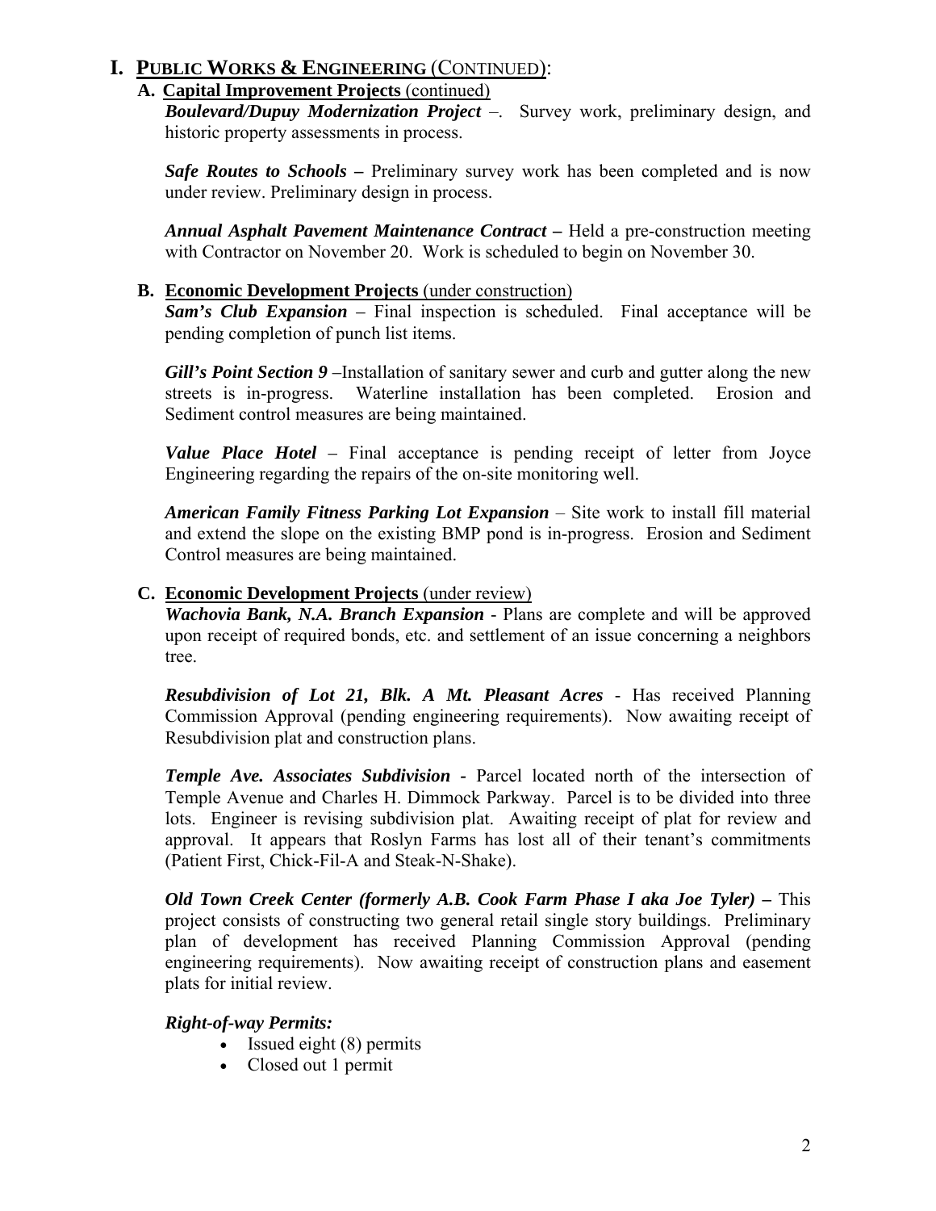# I. PUBLIC WORKS & ENGINEERING (CONTINUED):

## A. Capital Improvement Projects (continued)

***Boulevard/Dupuy Modernization Project*** –. Survey work, preliminary design, and historic property assessments in process.

***Safe Routes to Schools –*** Preliminary survey work has been completed and is now under review. Preliminary design in process.

***Annual Asphalt Pavement Maintenance Contract –*** Held a pre-construction meeting with Contractor on November 20. Work is scheduled to begin on November 30.

## B. Economic Development Projects (under construction)

***Sam's Club Expansion*** – Final inspection is scheduled. Final acceptance will be pending completion of punch list items.

***Gill's Point Section 9*** –Installation of sanitary sewer and curb and gutter along the new streets is in-progress. Waterline installation has been completed. Erosion and Sediment control measures are being maintained.

***Value Place Hotel*** – Final acceptance is pending receipt of letter from Joyce Engineering regarding the repairs of the on-site monitoring well.

***American Family Fitness Parking Lot Expansion*** – Site work to install fill material and extend the slope on the existing BMP pond is in-progress. Erosion and Sediment Control measures are being maintained.

## C. Economic Development Projects (under review)

***Wachovia Bank, N.A. Branch Expansion*** - Plans are complete and will be approved upon receipt of required bonds, etc. and settlement of an issue concerning a neighbors tree.

***Resubdivision of Lot 21, Blk. A Mt. Pleasant Acres*** - Has received Planning Commission Approval (pending engineering requirements). Now awaiting receipt of Resubdivision plat and construction plans.

***Temple Ave. Associates Subdivision -*** Parcel located north of the intersection of Temple Avenue and Charles H. Dimmock Parkway. Parcel is to be divided into three lots. Engineer is revising subdivision plat. Awaiting receipt of plat for review and approval. It appears that Roslyn Farms has lost all of their tenant's commitments (Patient First, Chick-Fil-A and Steak-N-Shake).

***Old Town Creek Center (formerly A.B. Cook Farm Phase I aka Joe Tyler) –*** This project consists of constructing two general retail single story buildings. Preliminary plan of development has received Planning Commission Approval (pending engineering requirements). Now awaiting receipt of construction plans and easement plats for initial review.

***Right-of-way Permits:***

- Issued eight (8) permits
- Closed out 1 permit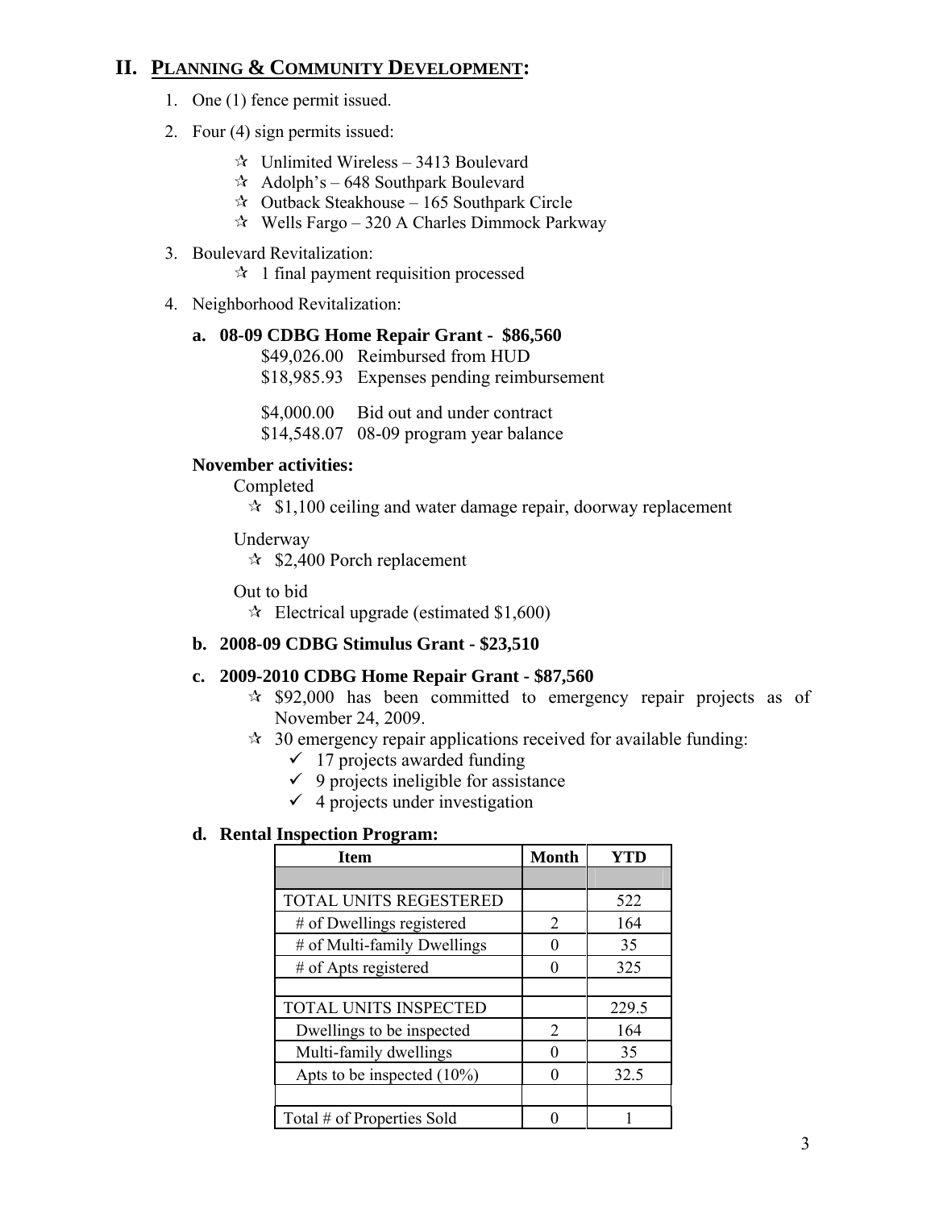## II. PLANNING & COMMUNITY DEVELOPMENT:

1. One (1) fence permit issued.
2. Four (4) sign permits issued:
   - ☆ Unlimited Wireless – 3413 Boulevard
   - ☆ Adolph's – 648 Southpark Boulevard
   - ☆ Outback Steakhouse – 165 Southpark Circle
   - ☆ Wells Fargo – 320 A Charles Dimmock Parkway
3. Boulevard Revitalization:
   - ☆ 1 final payment requisition processed
4. Neighborhood Revitalization:

**a. 08-09 CDBG Home Repair Grant - $86,560**

$49,026.00 Reimbursed from HUD
$18,985.93 Expenses pending reimbursement

$4,000.00 Bid out and under contract
$14,548.07 08-09 program year balance

**November activities:**

Completed
- ☆ $1,100 ceiling and water damage repair, doorway replacement

Underway
- ☆ $2,400 Porch replacement

Out to bid
- ☆ Electrical upgrade (estimated $1,600)

**b. 2008-09 CDBG Stimulus Grant - $23,510**

**c. 2009-2010 CDBG Home Repair Grant - $87,560**

- ☆ $92,000 has been committed to emergency repair projects as of November 24, 2009.
- ☆ 30 emergency repair applications received for available funding:
  - ✓ 17 projects awarded funding
  - ✓ 9 projects ineligible for assistance
  - ✓ 4 projects under investigation

**d. Rental Inspection Program:**

| Item | Month | YTD |
|---|---|---|
| | | |
| TOTAL UNITS REGESTERED | | 522 |
| # of Dwellings registered | 2 | 164 |
| # of Multi-family Dwellings | 0 | 35 |
| # of Apts registered | 0 | 325 |
| | | |
| TOTAL UNITS INSPECTED | | 229.5 |
| Dwellings to be inspected | 2 | 164 |
| Multi-family dwellings | 0 | 35 |
| Apts to be inspected (10%) | 0 | 32.5 |
| | | |
| Total # of Properties Sold | 0 | 1 |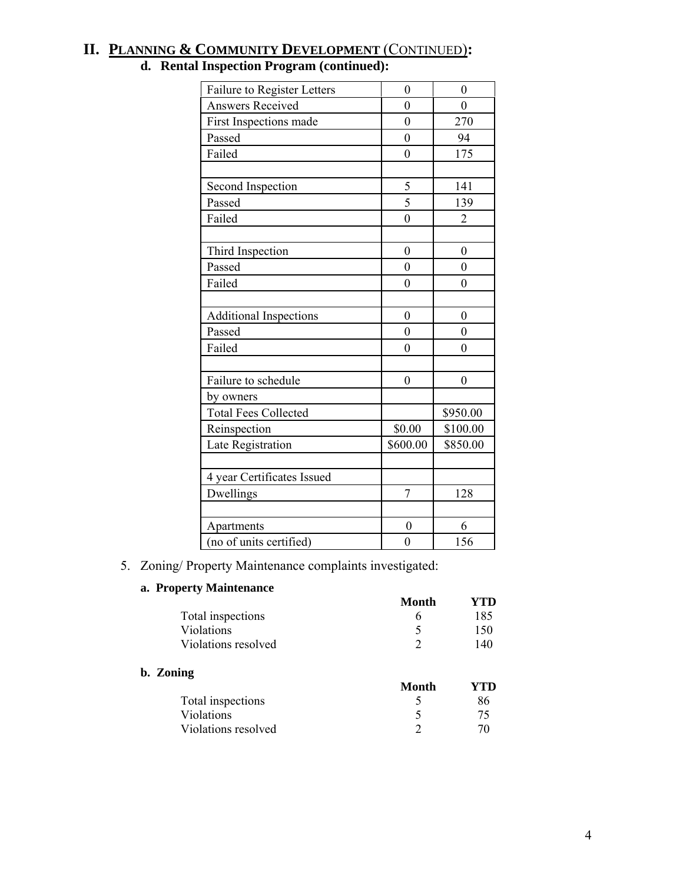## II. PLANNING & COMMUNITY DEVELOPMENT (CONTINUED):

### d. Rental Inspection Program (continued):

| | | |
|---|---|---|
| Failure to Register Letters | 0 | 0 |
| Answers Received | 0 | 0 |
| First Inspections made | 0 | 270 |
| Passed | 0 | 94 |
| Failed | 0 | 175 |
| | | |
| Second Inspection | 5 | 141 |
| Passed | 5 | 139 |
| Failed | 0 | 2 |
| | | |
| Third Inspection | 0 | 0 |
| Passed | 0 | 0 |
| Failed | 0 | 0 |
| | | |
| Additional Inspections | 0 | 0 |
| Passed | 0 | 0 |
| Failed | 0 | 0 |
| | | |
| Failure to schedule | 0 | 0 |
| by owners | | |
| Total Fees Collected | | $950.00 |
| Reinspection | $0.00 | $100.00 |
| Late Registration | $600.00 | $850.00 |
| | | |
| 4 year Certificates Issued | | |
| Dwellings | 7 | 128 |
| | | |
| Apartments | 0 | 6 |
| (no of units certified) | 0 | 156 |

5. Zoning/ Property Maintenance complaints investigated:

**a. Property Maintenance**

| | Month | YTD |
|---|---|---|
| Total inspections | 6 | 185 |
| Violations | 5 | 150 |
| Violations resolved | 2 | 140 |

**b. Zoning**

| | Month | YTD |
|---|---|---|
| Total inspections | 5 | 86 |
| Violations | 5 | 75 |
| Violations resolved | 2 | 70 |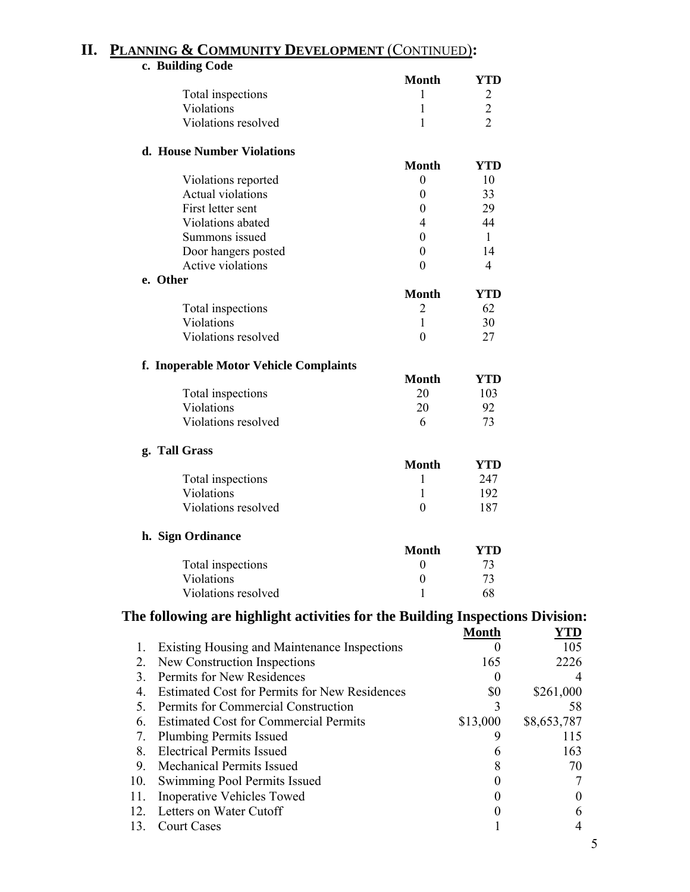## II. PLANNING & COMMUNITY DEVELOPMENT (CONTINUED):

**c. Building Code**

| | Month | YTD |
|---|---|---|
| Total inspections | 1 | 2 |
| Violations | 1 | 2 |
| Violations resolved | 1 | 2 |

**d. House Number Violations**

| | Month | YTD |
|---|---|---|
| Violations reported | 0 | 10 |
| Actual violations | 0 | 33 |
| First letter sent | 0 | 29 |
| Violations abated | 4 | 44 |
| Summons issued | 0 | 1 |
| Door hangers posted | 0 | 14 |
| Active violations | 0 | 4 |

**e. Other**

| | Month | YTD |
|---|---|---|
| Total inspections | 2 | 62 |
| Violations | 1 | 30 |
| Violations resolved | 0 | 27 |

**f. Inoperable Motor Vehicle Complaints**

| | Month | YTD |
|---|---|---|
| Total inspections | 20 | 103 |
| Violations | 20 | 92 |
| Violations resolved | 6 | 73 |

**g. Tall Grass**

| | Month | YTD |
|---|---|---|
| Total inspections | 1 | 247 |
| Violations | 1 | 192 |
| Violations resolved | 0 | 187 |

**h. Sign Ordinance**

| | Month | YTD |
|---|---|---|
| Total inspections | 0 | 73 |
| Violations | 0 | 73 |
| Violations resolved | 1 | 68 |

### The following are highlight activities for the Building Inspections Division:

| | | Month | YTD |
|---|---|---|---|
| 1. | Existing Housing and Maintenance Inspections | 0 | 105 |
| 2. | New Construction Inspections | 165 | 2226 |
| 3. | Permits for New Residences | 0 | 4 |
| 4. | Estimated Cost for Permits for New Residences | $0 | $261,000 |
| 5. | Permits for Commercial Construction | 3 | 58 |
| 6. | Estimated Cost for Commercial Permits | $13,000 | $8,653,787 |
| 7. | Plumbing Permits Issued | 9 | 115 |
| 8. | Electrical Permits Issued | 6 | 163 |
| 9. | Mechanical Permits Issued | 8 | 70 |
| 10. | Swimming Pool Permits Issued | 0 | 7 |
| 11. | Inoperative Vehicles Towed | 0 | 0 |
| 12. | Letters on Water Cutoff | 0 | 6 |
| 13. | Court Cases | 1 | 4 |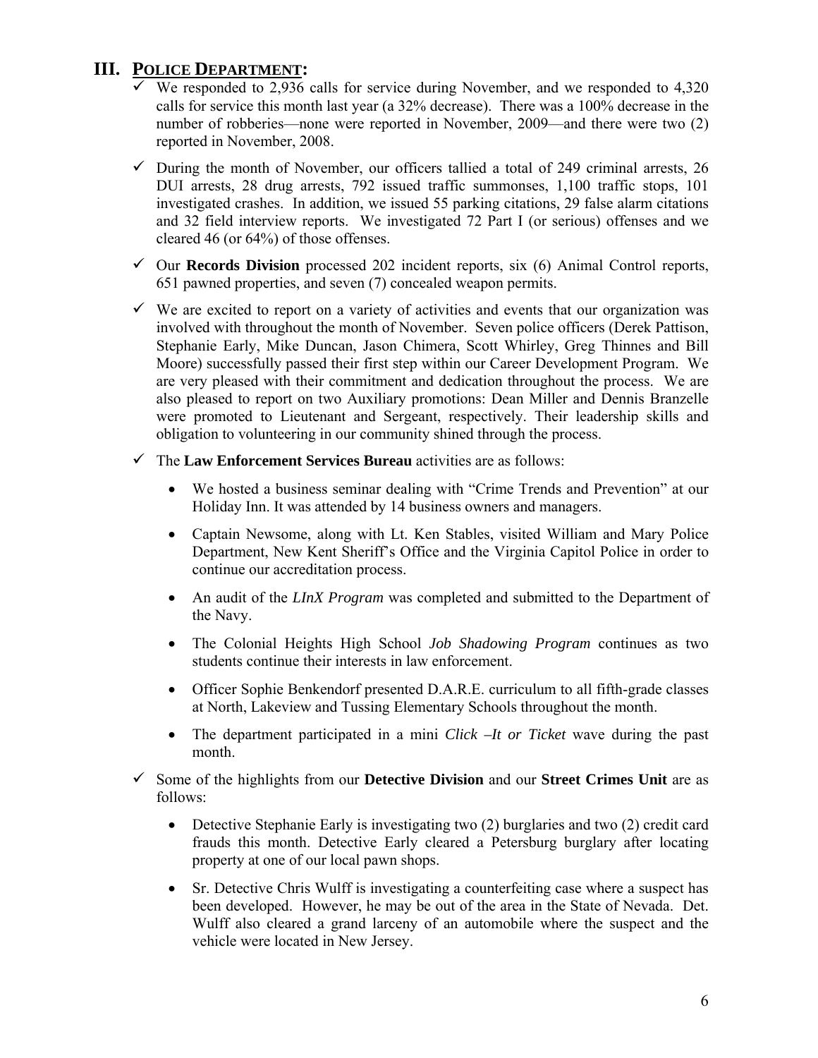## III. POLICE DEPARTMENT:

- ✓ We responded to 2,936 calls for service during November, and we responded to 4,320 calls for service this month last year (a 32% decrease). There was a 100% decrease in the number of robberies—none were reported in November, 2009—and there were two (2) reported in November, 2008.
- ✓ During the month of November, our officers tallied a total of 249 criminal arrests, 26 DUI arrests, 28 drug arrests, 792 issued traffic summonses, 1,100 traffic stops, 101 investigated crashes. In addition, we issued 55 parking citations, 29 false alarm citations and 32 field interview reports. We investigated 72 Part I (or serious) offenses and we cleared 46 (or 64%) of those offenses.
- ✓ Our **Records Division** processed 202 incident reports, six (6) Animal Control reports, 651 pawned properties, and seven (7) concealed weapon permits.
- ✓ We are excited to report on a variety of activities and events that our organization was involved with throughout the month of November. Seven police officers (Derek Pattison, Stephanie Early, Mike Duncan, Jason Chimera, Scott Whirley, Greg Thinnes and Bill Moore) successfully passed their first step within our Career Development Program. We are very pleased with their commitment and dedication throughout the process. We are also pleased to report on two Auxiliary promotions: Dean Miller and Dennis Branzelle were promoted to Lieutenant and Sergeant, respectively. Their leadership skills and obligation to volunteering in our community shined through the process.
- ✓ The **Law Enforcement Services Bureau** activities are as follows:
  - We hosted a business seminar dealing with "Crime Trends and Prevention" at our Holiday Inn. It was attended by 14 business owners and managers.
  - Captain Newsome, along with Lt. Ken Stables, visited William and Mary Police Department, New Kent Sheriff's Office and the Virginia Capitol Police in order to continue our accreditation process.
  - An audit of the *LInX Program* was completed and submitted to the Department of the Navy.
  - The Colonial Heights High School *Job Shadowing Program* continues as two students continue their interests in law enforcement.
  - Officer Sophie Benkendorf presented D.A.R.E. curriculum to all fifth-grade classes at North, Lakeview and Tussing Elementary Schools throughout the month.
  - The department participated in a mini *Click –It or Ticket* wave during the past month.
- ✓ Some of the highlights from our **Detective Division** and our **Street Crimes Unit** are as follows:
  - Detective Stephanie Early is investigating two (2) burglaries and two (2) credit card frauds this month. Detective Early cleared a Petersburg burglary after locating property at one of our local pawn shops.
  - Sr. Detective Chris Wulff is investigating a counterfeiting case where a suspect has been developed. However, he may be out of the area in the State of Nevada. Det. Wulff also cleared a grand larceny of an automobile where the suspect and the vehicle were located in New Jersey.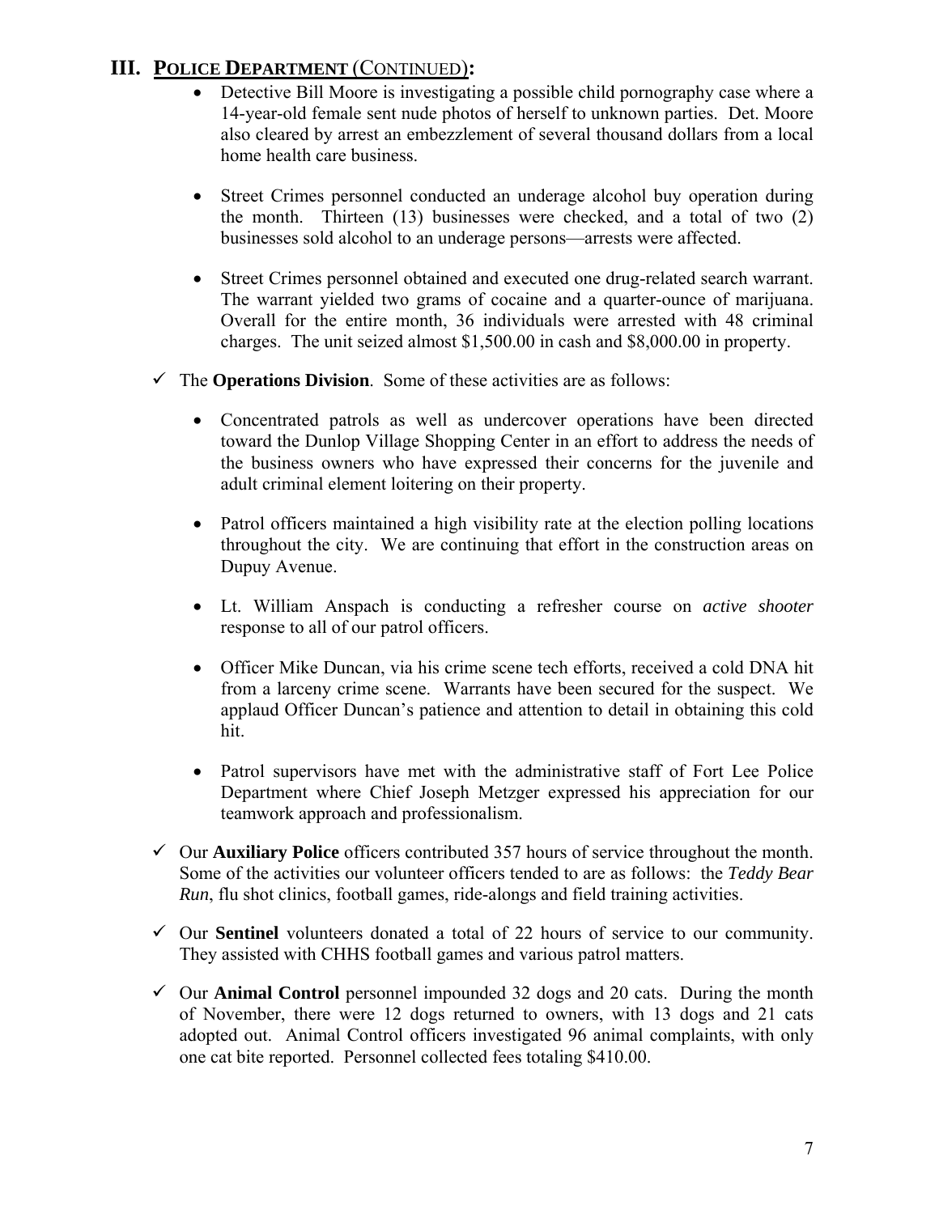## III. POLICE DEPARTMENT (CONTINUED):

- Detective Bill Moore is investigating a possible child pornography case where a 14-year-old female sent nude photos of herself to unknown parties. Det. Moore also cleared by arrest an embezzlement of several thousand dollars from a local home health care business.

- Street Crimes personnel conducted an underage alcohol buy operation during the month. Thirteen (13) businesses were checked, and a total of two (2) businesses sold alcohol to an underage persons—arrests were affected.

- Street Crimes personnel obtained and executed one drug-related search warrant. The warrant yielded two grams of cocaine and a quarter-ounce of marijuana. Overall for the entire month, 36 individuals were arrested with 48 criminal charges. The unit seized almost $1,500.00 in cash and $8,000.00 in property.

✓ The **Operations Division**. Some of these activities are as follows:

- Concentrated patrols as well as undercover operations have been directed toward the Dunlop Village Shopping Center in an effort to address the needs of the business owners who have expressed their concerns for the juvenile and adult criminal element loitering on their property.

- Patrol officers maintained a high visibility rate at the election polling locations throughout the city. We are continuing that effort in the construction areas on Dupuy Avenue.

- Lt. William Anspach is conducting a refresher course on *active shooter* response to all of our patrol officers.

- Officer Mike Duncan, via his crime scene tech efforts, received a cold DNA hit from a larceny crime scene. Warrants have been secured for the suspect. We applaud Officer Duncan's patience and attention to detail in obtaining this cold hit.

- Patrol supervisors have met with the administrative staff of Fort Lee Police Department where Chief Joseph Metzger expressed his appreciation for our teamwork approach and professionalism.

✓ Our **Auxiliary Police** officers contributed 357 hours of service throughout the month. Some of the activities our volunteer officers tended to are as follows: the *Teddy Bear Run*, flu shot clinics, football games, ride-alongs and field training activities.

✓ Our **Sentinel** volunteers donated a total of 22 hours of service to our community. They assisted with CHHS football games and various patrol matters.

✓ Our **Animal Control** personnel impounded 32 dogs and 20 cats. During the month of November, there were 12 dogs returned to owners, with 13 dogs and 21 cats adopted out. Animal Control officers investigated 96 animal complaints, with only one cat bite reported. Personnel collected fees totaling $410.00.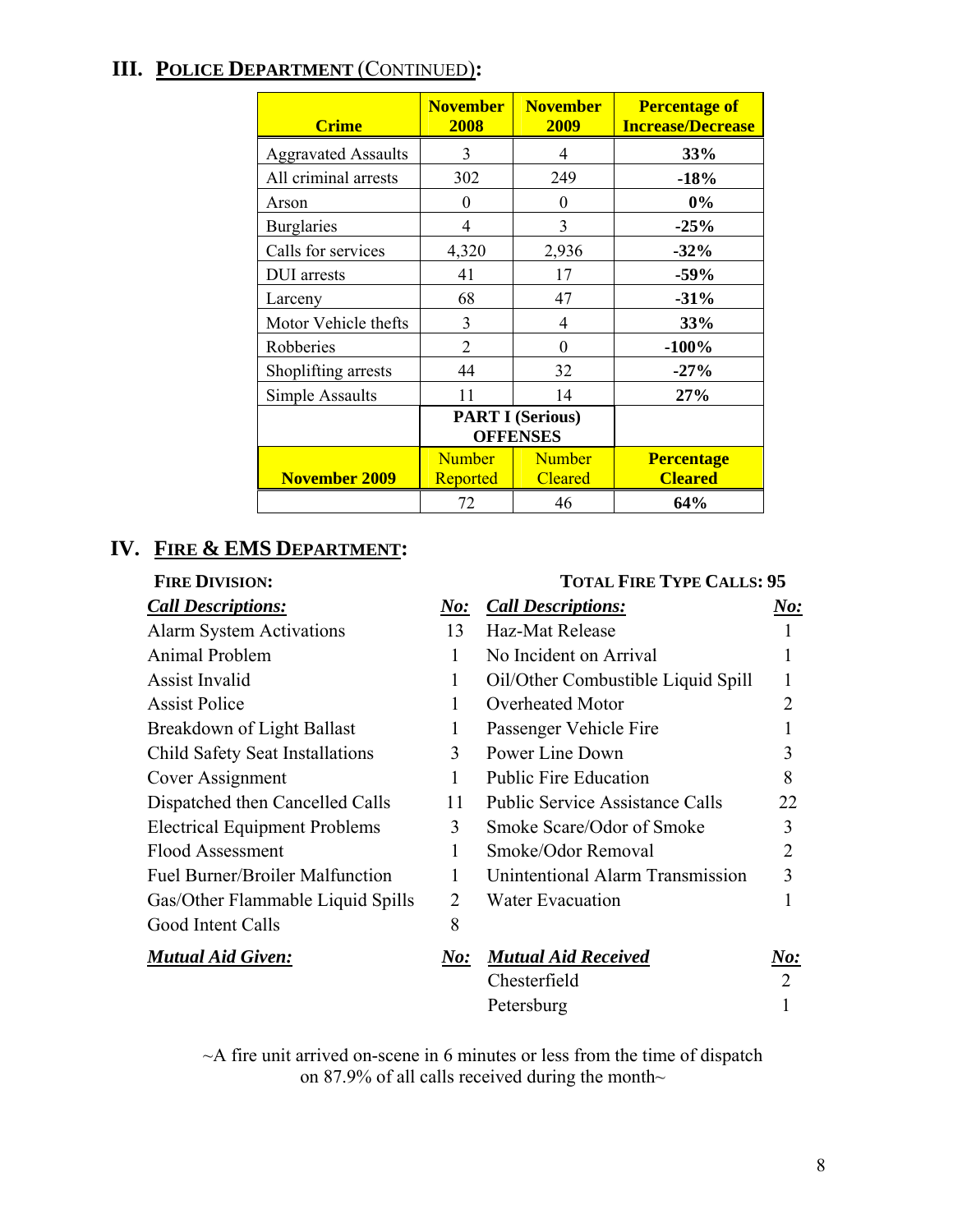## III. POLICE DEPARTMENT (CONTINUED):

| Crime | November 2008 | November 2009 | Percentage of Increase/Decrease |
|---|---|---|---|
| Aggravated Assaults | 3 | 4 | **33%** |
| All criminal arrests | 302 | 249 | **-18%** |
| Arson | 0 | 0 | **0%** |
| Burglaries | 4 | 3 | **-25%** |
| Calls for services | 4,320 | 2,936 | **-32%** |
| DUI arrests | 41 | 17 | **-59%** |
| Larceny | 68 | 47 | **-31%** |
| Motor Vehicle thefts | 3 | 4 | **33%** |
| Robberies | 2 | 0 | **-100%** |
| Shoplifting arrests | 44 | 32 | **-27%** |
| Simple Assaults | 11 | 14 | **27%** |
| | **PART I (Serious) OFFENSES** | | |
| **November 2009** | Number Reported | Number Cleared | **Percentage Cleared** |
| | 72 | 46 | **64%** |

## IV. FIRE & EMS DEPARTMENT:

**FIRE DIVISION:** **TOTAL FIRE TYPE CALLS: 95**

| ***Call Descriptions:*** | ***No:*** | ***Call Descriptions:*** | ***No:*** |
|---|---|---|---|
| Alarm System Activations | 13 | Haz-Mat Release | 1 |
| Animal Problem | 1 | No Incident on Arrival | 1 |
| Assist Invalid | 1 | Oil/Other Combustible Liquid Spill | 1 |
| Assist Police | 1 | Overheated Motor | 2 |
| Breakdown of Light Ballast | 1 | Passenger Vehicle Fire | 1 |
| Child Safety Seat Installations | 3 | Power Line Down | 3 |
| Cover Assignment | 1 | Public Fire Education | 8 |
| Dispatched then Cancelled Calls | 11 | Public Service Assistance Calls | 22 |
| Electrical Equipment Problems | 3 | Smoke Scare/Odor of Smoke | 3 |
| Flood Assessment | 1 | Smoke/Odor Removal | 2 |
| Fuel Burner/Broiler Malfunction | 1 | Unintentional Alarm Transmission | 3 |
| Gas/Other Flammable Liquid Spills | 2 | Water Evacuation | 1 |
| Good Intent Calls | 8 | | |

| ***Mutual Aid Given:*** | ***No:*** | ***Mutual Aid Received*** | ***No:*** |
|---|---|---|---|
| | | Chesterfield | 2 |
| | | Petersburg | 1 |

~A fire unit arrived on-scene in 6 minutes or less from the time of dispatch on 87.9% of all calls received during the month~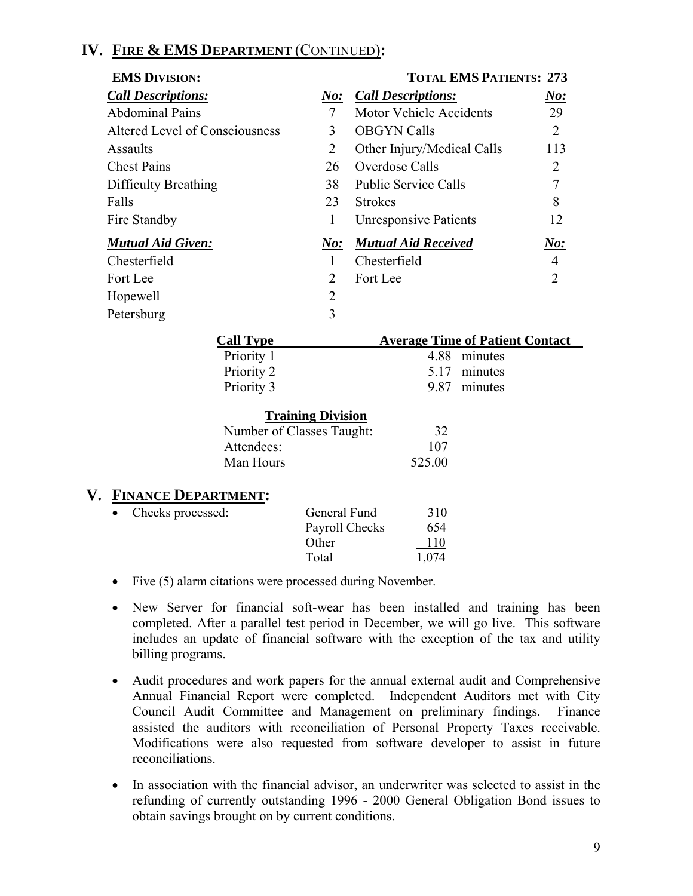# IV. FIRE & EMS DEPARTMENT (CONTINUED):

**EMS DIVISION:** **TOTAL EMS PATIENTS: 273**

| *Call Descriptions:* | *No:* | *Call Descriptions:* | *No:* |
|---|---|---|---|
| Abdominal Pains | 7 | Motor Vehicle Accidents | 29 |
| Altered Level of Consciousness | 3 | OBGYN Calls | 2 |
| Assaults | 2 | Other Injury/Medical Calls | 113 |
| Chest Pains | 26 | Overdose Calls | 2 |
| Difficulty Breathing | 38 | Public Service Calls | 7 |
| Falls | 23 | Strokes | 8 |
| Fire Standby | 1 | Unresponsive Patients | 12 |

| *Mutual Aid Given:* | *No:* | *Mutual Aid Received* | *No:* |
|---|---|---|---|
| Chesterfield | 1 | Chesterfield | 4 |
| Fort Lee | 2 | Fort Lee | 2 |
| Hopewell | 2 | | |
| Petersburg | 3 | | |

| Call Type | Average Time of Patient Contact |
|---|---|
| Priority 1 | 4.88 minutes |
| Priority 2 | 5.17 minutes |
| Priority 3 | 9.87 minutes |

**Training Division**

| | |
|---|---|
| Number of Classes Taught: | 32 |
| Attendees: | 107 |
| Man Hours | 525.00 |

# V. FINANCE DEPARTMENT:

- Checks processed:

| | |
|---|---|
| General Fund | 310 |
| Payroll Checks | 654 |
| Other | 110 |
| Total | 1,074 |

- Five (5) alarm citations were processed during November.

- New Server for financial soft-wear has been installed and training has been completed. After a parallel test period in December, we will go live. This software includes an update of financial software with the exception of the tax and utility billing programs.

- Audit procedures and work papers for the annual external audit and Comprehensive Annual Financial Report were completed. Independent Auditors met with City Council Audit Committee and Management on preliminary findings. Finance assisted the auditors with reconciliation of Personal Property Taxes receivable. Modifications were also requested from software developer to assist in future reconciliations.

- In association with the financial advisor, an underwriter was selected to assist in the refunding of currently outstanding 1996 - 2000 General Obligation Bond issues to obtain savings brought on by current conditions.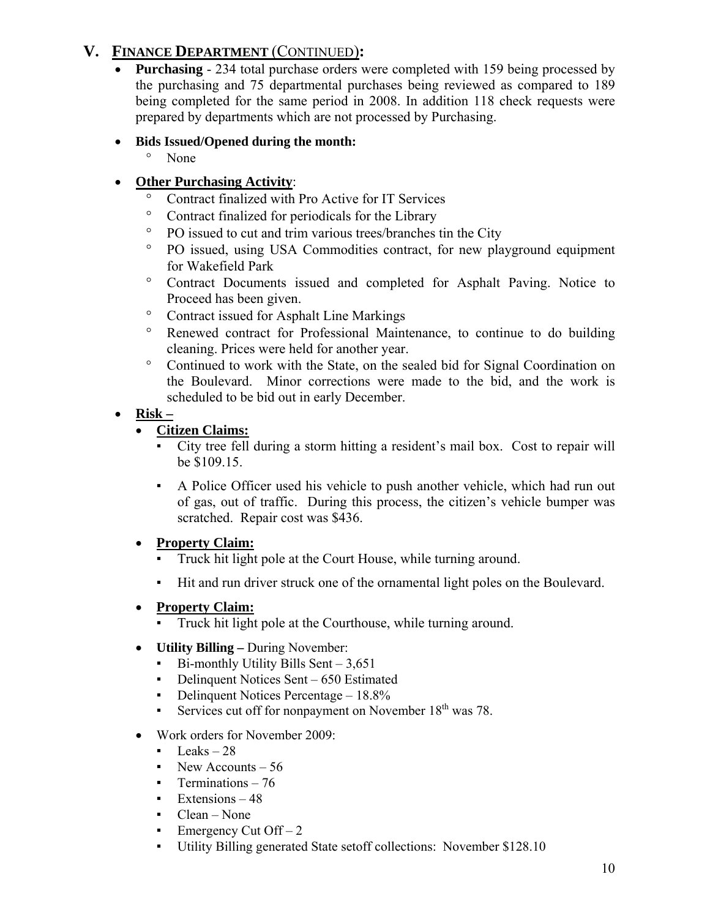## V. FINANCE DEPARTMENT (CONTINUED):

- **Purchasing** - 234 total purchase orders were completed with 159 being processed by the purchasing and 75 departmental purchases being reviewed as compared to 189 being completed for the same period in 2008. In addition 118 check requests were prepared by departments which are not processed by Purchasing.

- **Bids Issued/Opened during the month:**
  - None

- **Other Purchasing Activity**:
  - Contract finalized with Pro Active for IT Services
  - Contract finalized for periodicals for the Library
  - PO issued to cut and trim various trees/branches tin the City
  - PO issued, using USA Commodities contract, for new playground equipment for Wakefield Park
  - Contract Documents issued and completed for Asphalt Paving. Notice to Proceed has been given.
  - Contract issued for Asphalt Line Markings
  - Renewed contract for Professional Maintenance, to continue to do building cleaning. Prices were held for another year.
  - Continued to work with the State, on the sealed bid for Signal Coordination on the Boulevard. Minor corrections were made to the bid, and the work is scheduled to be bid out in early December.

- **Risk –**
  - **Citizen Claims:**
    - City tree fell during a storm hitting a resident's mail box. Cost to repair will be $109.15.
    - A Police Officer used his vehicle to push another vehicle, which had run out of gas, out of traffic. During this process, the citizen's vehicle bumper was scratched. Repair cost was $436.
  - **Property Claim:**
    - Truck hit light pole at the Court House, while turning around.
    - Hit and run driver struck one of the ornamental light poles on the Boulevard.
  - **Property Claim:**
    - Truck hit light pole at the Courthouse, while turning around.
  - **Utility Billing –** During November:
    - Bi-monthly Utility Bills Sent – 3,651
    - Delinquent Notices Sent – 650 Estimated
    - Delinquent Notices Percentage – 18.8%
    - Services cut off for nonpayment on November 18th was 78.
  - Work orders for November 2009:
    - Leaks – 28
    - New Accounts – 56
    - Terminations – 76
    - Extensions – 48
    - Clean – None
    - Emergency Cut Off – 2
    - Utility Billing generated State setoff collections: November $128.10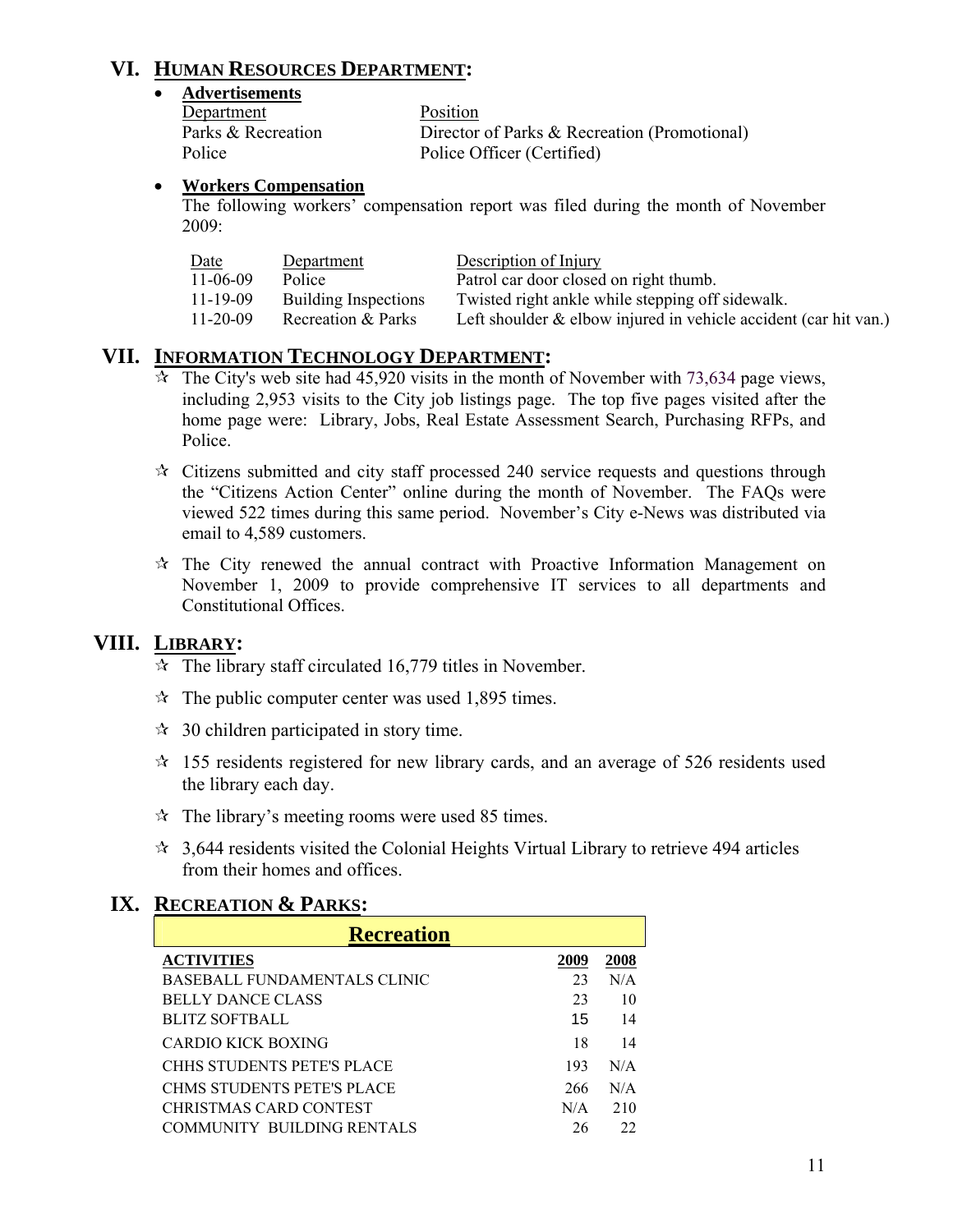## VI. HUMAN RESOURCES DEPARTMENT:

- **Advertisements**

| Department | Position |
|---|---|
| Parks & Recreation | Director of Parks & Recreation (Promotional) |
| Police | Police Officer (Certified) |

- **Workers Compensation**

  The following workers' compensation report was filed during the month of November 2009:

| Date | Department | Description of Injury |
|---|---|---|
| 11-06-09 | Police | Patrol car door closed on right thumb. |
| 11-19-09 | Building Inspections | Twisted right ankle while stepping off sidewalk. |
| 11-20-09 | Recreation & Parks | Left shoulder & elbow injured in vehicle accident (car hit van.) |

## VII. INFORMATION TECHNOLOGY DEPARTMENT:

- The City's web site had 45,920 visits in the month of November with 73,634 page views, including 2,953 visits to the City job listings page. The top five pages visited after the home page were: Library, Jobs, Real Estate Assessment Search, Purchasing RFPs, and Police.
- Citizens submitted and city staff processed 240 service requests and questions through the "Citizens Action Center" online during the month of November. The FAQs were viewed 522 times during this same period. November's City e-News was distributed via email to 4,589 customers.
- The City renewed the annual contract with Proactive Information Management on November 1, 2009 to provide comprehensive IT services to all departments and Constitutional Offices.

## VIII. LIBRARY:

- The library staff circulated 16,779 titles in November.
- The public computer center was used 1,895 times.
- 30 children participated in story time.
- 155 residents registered for new library cards, and an average of 526 residents used the library each day.
- The library's meeting rooms were used 85 times.
- 3,644 residents visited the Colonial Heights Virtual Library to retrieve 494 articles from their homes and offices.

## IX. RECREATION & PARKS:

**Recreation**

| ACTIVITIES | 2009 | 2008 |
|---|---|---|
| BASEBALL FUNDAMENTALS CLINIC | 23 | N/A |
| BELLY DANCE CLASS | 23 | 10 |
| BLITZ SOFTBALL | 15 | 14 |
| CARDIO KICK BOXING | 18 | 14 |
| CHHS STUDENTS PETE'S PLACE | 193 | N/A |
| CHMS STUDENTS PETE'S PLACE | 266 | N/A |
| CHRISTMAS CARD CONTEST | N/A | 210 |
| COMMUNITY BUILDING RENTALS | 26 | 22 |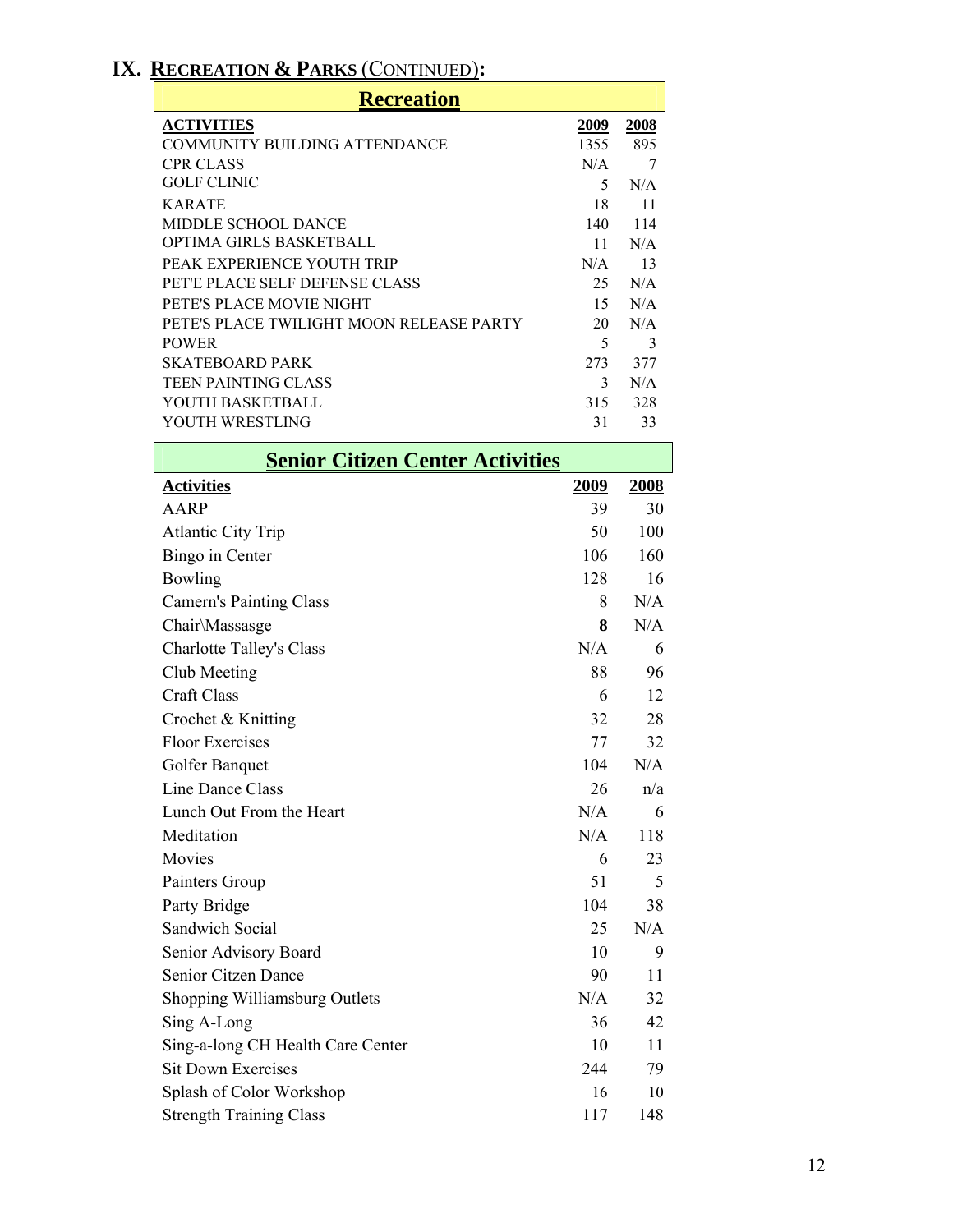## IX. Recreation & Parks (Continued):

### Recreation

| ACTIVITIES | 2009 | 2008 |
|---|---|---|
| COMMUNITY BUILDING ATTENDANCE | 1355 | 895 |
| CPR CLASS | N/A | 7 |
| GOLF CLINIC | 5 | N/A |
| KARATE | 18 | 11 |
| MIDDLE SCHOOL DANCE | 140 | 114 |
| OPTIMA GIRLS BASKETBALL | 11 | N/A |
| PEAK EXPERIENCE YOUTH TRIP | N/A | 13 |
| PET'E PLACE SELF DEFENSE CLASS | 25 | N/A |
| PETE'S PLACE MOVIE NIGHT | 15 | N/A |
| PETE'S PLACE TWILIGHT MOON RELEASE PARTY | 20 | N/A |
| POWER | 5 | 3 |
| SKATEBOARD PARK | 273 | 377 |
| TEEN PAINTING CLASS | 3 | N/A |
| YOUTH BASKETBALL | 315 | 328 |
| YOUTH WRESTLING | 31 | 33 |

### Senior Citizen Center Activities

| Activities | 2009 | 2008 |
|---|---|---|
| AARP | 39 | 30 |
| Atlantic City Trip | 50 | 100 |
| Bingo in Center | 106 | 160 |
| Bowling | 128 | 16 |
| Camern's Painting Class | 8 | N/A |
| Chair\Massasge | **8** | N/A |
| Charlotte Talley's Class | N/A | 6 |
| Club Meeting | 88 | 96 |
| Craft Class | 6 | 12 |
| Crochet & Knitting | 32 | 28 |
| Floor Exercises | 77 | 32 |
| Golfer Banquet | 104 | N/A |
| Line Dance Class | 26 | n/a |
| Lunch Out From the Heart | N/A | 6 |
| Meditation | N/A | 118 |
| Movies | 6 | 23 |
| Painters Group | 51 | 5 |
| Party Bridge | 104 | 38 |
| Sandwich Social | 25 | N/A |
| Senior Advisory Board | 10 | 9 |
| Senior Citzen Dance | 90 | 11 |
| Shopping Williamsburg Outlets | N/A | 32 |
| Sing A-Long | 36 | 42 |
| Sing-a-long CH Health Care Center | 10 | 11 |
| Sit Down Exercises | 244 | 79 |
| Splash of Color Workshop | 16 | 10 |
| Strength Training Class | 117 | 148 |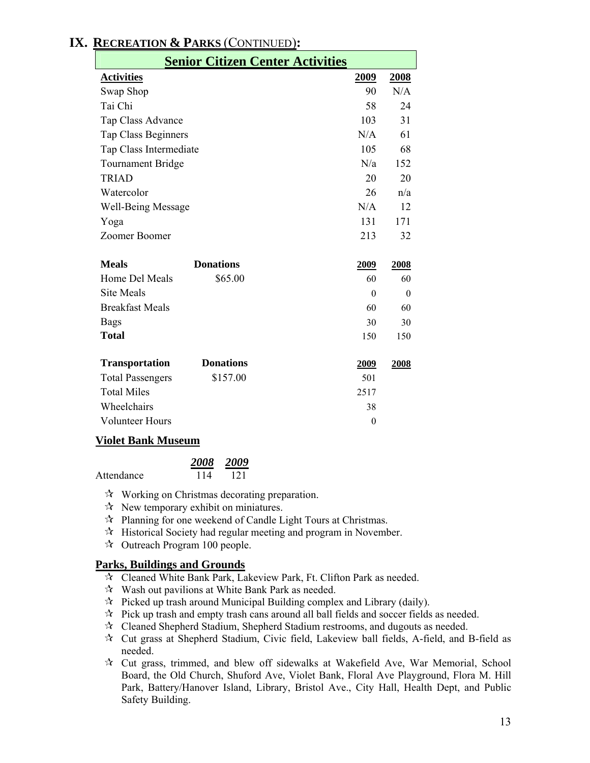# IX. RECREATION & PARKS (CONTINUED):

## Senior Citizen Center Activities

| Activities | 2009 | 2008 |
|---|---|---|
| Swap Shop | 90 | N/A |
| Tai Chi | 58 | 24 |
| Tap Class Advance | 103 | 31 |
| Tap Class Beginners | N/A | 61 |
| Tap Class Intermediate | 105 | 68 |
| Tournament Bridge | N/a | 152 |
| TRIAD | 20 | 20 |
| Watercolor | 26 | n/a |
| Well-Being Message | N/A | 12 |
| Yoga | 131 | 171 |
| Zoomer Boomer | 213 | 32 |

| Meals | Donations | 2009 | 2008 |
|---|---|---|---|
| Home Del Meals | $65.00 | 60 | 60 |
| Site Meals | | 0 | 0 |
| Breakfast Meals | | 60 | 60 |
| Bags | | 30 | 30 |
| **Total** | | 150 | 150 |

| Transportation | Donations | 2009 | 2008 |
|---|---|---|---|
| Total Passengers | $157.00 | 501 | |
| Total Miles | | 2517 | |
| Wheelchairs | | 38 | |
| Volunteer Hours | | 0 | |

## Violet Bank Museum

| | *2008* | *2009* |
|---|---|---|
| Attendance | 114 | 121 |

- Working on Christmas decorating preparation.
- New temporary exhibit on miniatures.
- Planning for one weekend of Candle Light Tours at Christmas.
- Historical Society had regular meeting and program in November.
- Outreach Program 100 people.

## Parks, Buildings and Grounds

- Cleaned White Bank Park, Lakeview Park, Ft. Clifton Park as needed.
- Wash out pavilions at White Bank Park as needed.
- Picked up trash around Municipal Building complex and Library (daily).
- Pick up trash and empty trash cans around all ball fields and soccer fields as needed.
- Cleaned Shepherd Stadium, Shepherd Stadium restrooms, and dugouts as needed.
- Cut grass at Shepherd Stadium, Civic field, Lakeview ball fields, A-field, and B-field as needed.
- Cut grass, trimmed, and blew off sidewalks at Wakefield Ave, War Memorial, School Board, the Old Church, Shuford Ave, Violet Bank, Floral Ave Playground, Flora M. Hill Park, Battery/Hanover Island, Library, Bristol Ave., City Hall, Health Dept, and Public Safety Building.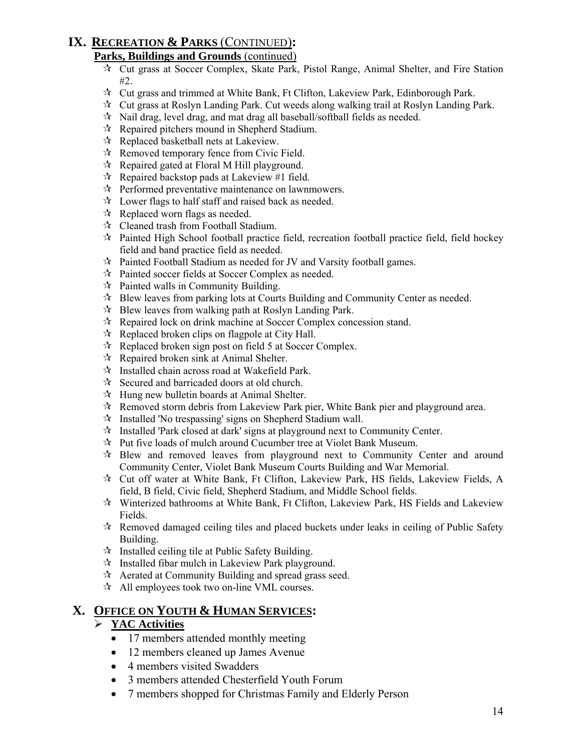## IX. RECREATION & PARKS (CONTINUED):

**Parks, Buildings and Grounds** (continued)

- Cut grass at Soccer Complex, Skate Park, Pistol Range, Animal Shelter, and Fire Station #2.
- Cut grass and trimmed at White Bank, Ft Clifton, Lakeview Park, Edinborough Park.
- Cut grass at Roslyn Landing Park. Cut weeds along walking trail at Roslyn Landing Park.
- Nail drag, level drag, and mat drag all baseball/softball fields as needed.
- Repaired pitchers mound in Shepherd Stadium.
- Replaced basketball nets at Lakeview.
- Removed temporary fence from Civic Field.
- Repaired gated at Floral M Hill playground.
- Repaired backstop pads at Lakeview #1 field.
- Performed preventative maintenance on lawnmowers.
- Lower flags to half staff and raised back as needed.
- Replaced worn flags as needed.
- Cleaned trash from Football Stadium.
- Painted High School football practice field, recreation football practice field, field hockey field and band practice field as needed.
- Painted Football Stadium as needed for JV and Varsity football games.
- Painted soccer fields at Soccer Complex as needed.
- Painted walls in Community Building.
- Blew leaves from parking lots at Courts Building and Community Center as needed.
- Blew leaves from walking path at Roslyn Landing Park.
- Repaired lock on drink machine at Soccer Complex concession stand.
- Replaced broken clips on flagpole at City Hall.
- Replaced broken sign post on field 5 at Soccer Complex.
- Repaired broken sink at Animal Shelter.
- Installed chain across road at Wakefield Park.
- Secured and barricaded doors at old church.
- Hung new bulletin boards at Animal Shelter.
- Removed storm debris from Lakeview Park pier, White Bank pier and playground area.
- Installed 'No trespassing' signs on Shepherd Stadium wall.
- Installed 'Park closed at dark' signs at playground next to Community Center.
- Put five loads of mulch around Cucumber tree at Violet Bank Museum.
- Blew and removed leaves from playground next to Community Center and around Community Center, Violet Bank Museum Courts Building and War Memorial.
- Cut off water at White Bank, Ft Clifton, Lakeview Park, HS fields, Lakeview Fields, A field, B field, Civic field, Shepherd Stadium, and Middle School fields.
- Winterized bathrooms at White Bank, Ft Clifton, Lakeview Park, HS Fields and Lakeview Fields.
- Removed damaged ceiling tiles and placed buckets under leaks in ceiling of Public Safety Building.
- Installed ceiling tile at Public Safety Building.
- Installed fibar mulch in Lakeview Park playground.
- Aerated at Community Building and spread grass seed.
- All employees took two on-line VML courses.

## X. OFFICE ON YOUTH & HUMAN SERVICES:

- **YAC Activities**
  - 17 members attended monthly meeting
  - 12 members cleaned up James Avenue
  - 4 members visited Swadders
  - 3 members attended Chesterfield Youth Forum
  - 7 members shopped for Christmas Family and Elderly Person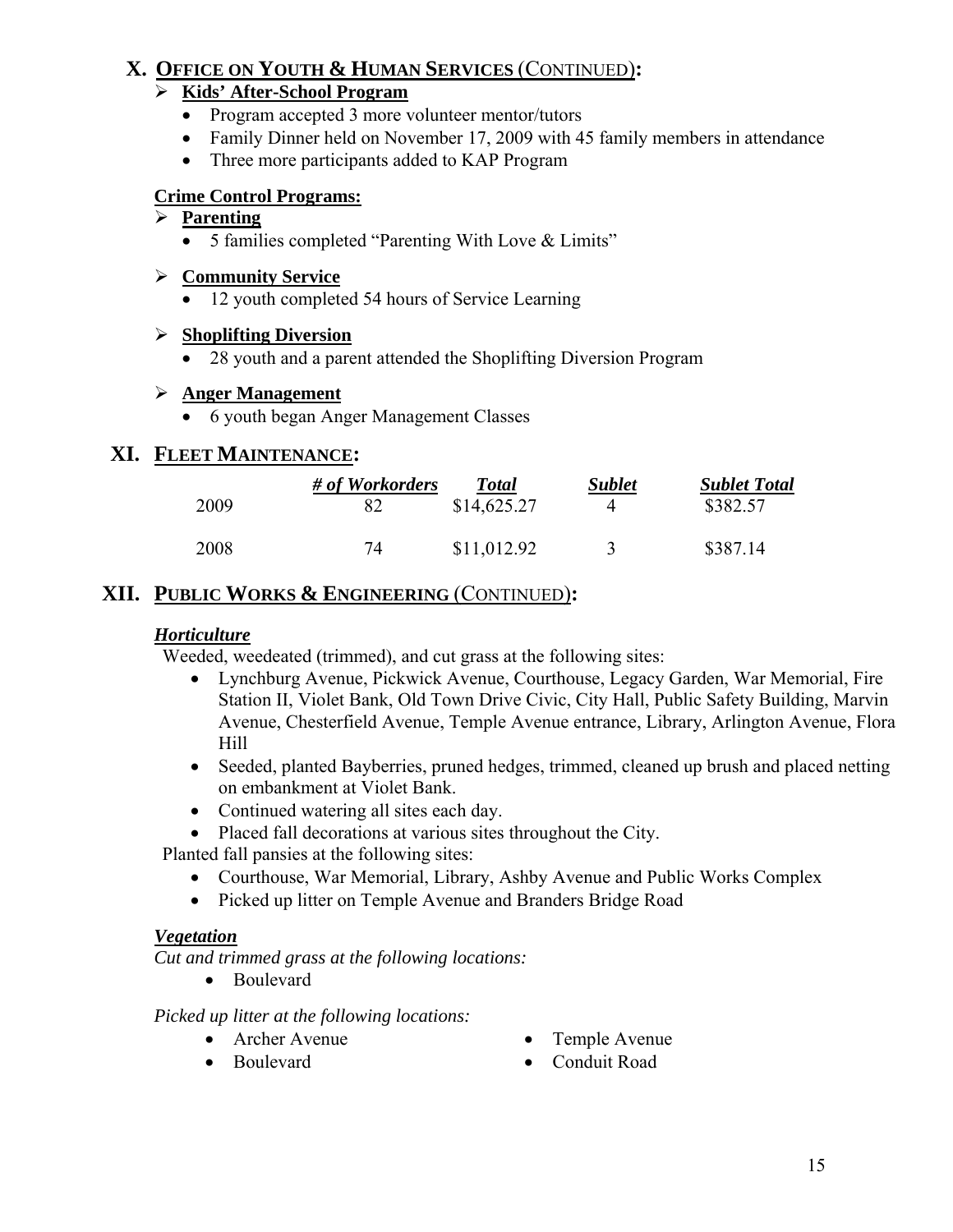## X. OFFICE ON YOUTH & HUMAN SERVICES (CONTINUED):

- **Kids' After-School Program**
  - Program accepted 3 more volunteer mentor/tutors
  - Family Dinner held on November 17, 2009 with 45 family members in attendance
  - Three more participants added to KAP Program

**Crime Control Programs:**

- **Parenting**
  - 5 families completed "Parenting With Love & Limits"

- **Community Service**
  - 12 youth completed 54 hours of Service Learning

- **Shoplifting Diversion**
  - 28 youth and a parent attended the Shoplifting Diversion Program

- **Anger Management**
  - 6 youth began Anger Management Classes

## XI. FLEET MAINTENANCE:

| | *# of Workorders* | *Total* | *Sublet* | *Sublet Total* |
|---|---|---|---|---|
| 2009 | 82 | $14,625.27 | 4 | $382.57 |
| 2008 | 74 | $11,012.92 | 3 | $387.14 |

## XII. PUBLIC WORKS & ENGINEERING (CONTINUED):

### *Horticulture*

Weeded, weedeated (trimmed), and cut grass at the following sites:

- Lynchburg Avenue, Pickwick Avenue, Courthouse, Legacy Garden, War Memorial, Fire Station II, Violet Bank, Old Town Drive Civic, City Hall, Public Safety Building, Marvin Avenue, Chesterfield Avenue, Temple Avenue entrance, Library, Arlington Avenue, Flora Hill
- Seeded, planted Bayberries, pruned hedges, trimmed, cleaned up brush and placed netting on embankment at Violet Bank.
- Continued watering all sites each day.
- Placed fall decorations at various sites throughout the City.

Planted fall pansies at the following sites:

- Courthouse, War Memorial, Library, Ashby Avenue and Public Works Complex
- Picked up litter on Temple Avenue and Branders Bridge Road

### *Vegetation*

*Cut and trimmed grass at the following locations:*

- Boulevard

*Picked up litter at the following locations:*

- Archer Avenue
- Boulevard
- Temple Avenue
- Conduit Road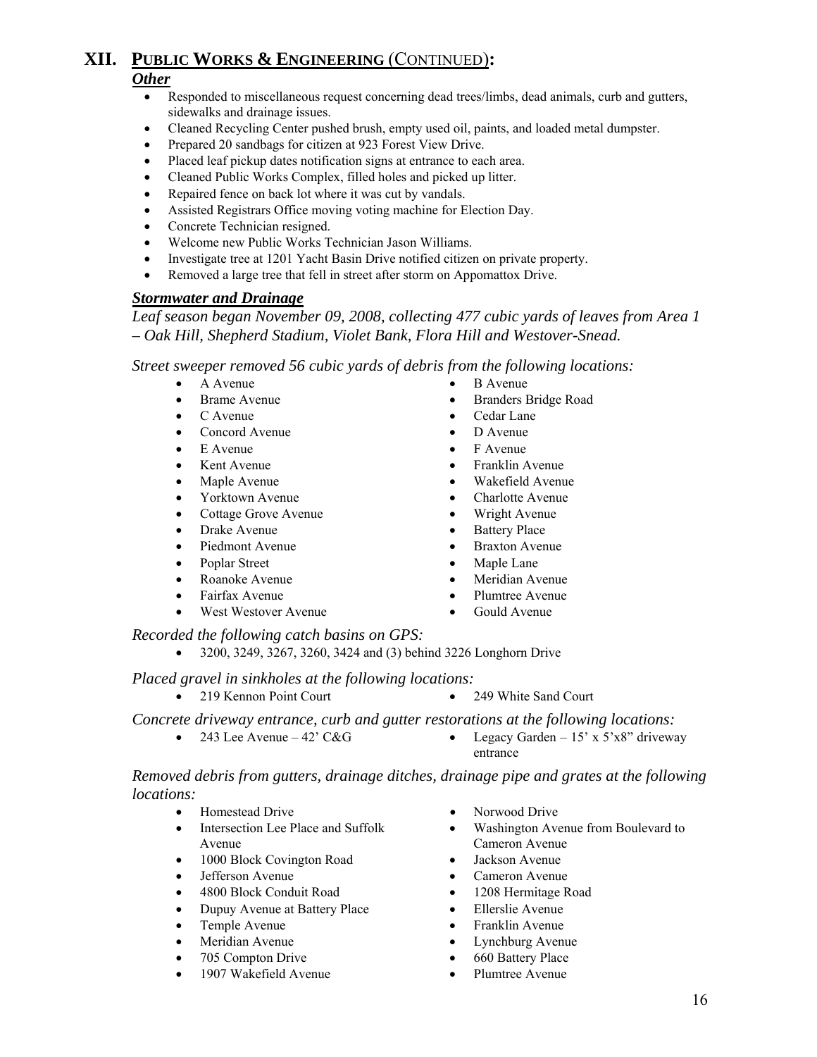# XII. PUBLIC WORKS & ENGINEERING (CONTINUED):

### *Other*

- Responded to miscellaneous request concerning dead trees/limbs, dead animals, curb and gutters, sidewalks and drainage issues.
- Cleaned Recycling Center pushed brush, empty used oil, paints, and loaded metal dumpster.
- Prepared 20 sandbags for citizen at 923 Forest View Drive.
- Placed leaf pickup dates notification signs at entrance to each area.
- Cleaned Public Works Complex, filled holes and picked up litter.
- Repaired fence on back lot where it was cut by vandals.
- Assisted Registrars Office moving voting machine for Election Day.
- Concrete Technician resigned.
- Welcome new Public Works Technician Jason Williams.
- Investigate tree at 1201 Yacht Basin Drive notified citizen on private property.
- Removed a large tree that fell in street after storm on Appomattox Drive.

### *Stormwater and Drainage*

*Leaf season began November 09, 2008, collecting 477 cubic yards of leaves from Area 1 – Oak Hill, Shepherd Stadium, Violet Bank, Flora Hill and Westover-Snead.*

*Street sweeper removed 56 cubic yards of debris from the following locations:*

- A Avenue
- B Avenue
- Brame Avenue
- Branders Bridge Road
- C Avenue
- Cedar Lane
- Concord Avenue
- D Avenue
- E Avenue
- F Avenue
- Kent Avenue
- Franklin Avenue
- Maple Avenue
- Wakefield Avenue
- Yorktown Avenue
- Charlotte Avenue
- Cottage Grove Avenue
- Wright Avenue
- Drake Avenue
- Battery Place
- Piedmont Avenue
- Braxton Avenue
- Poplar Street
- Maple Lane
- Roanoke Avenue
- Meridian Avenue
- Fairfax Avenue
- Plumtree Avenue
- West Westover Avenue
- Gould Avenue

*Recorded the following catch basins on GPS:*

- 3200, 3249, 3267, 3260, 3424 and (3) behind 3226 Longhorn Drive

*Placed gravel in sinkholes at the following locations:*

- 219 Kennon Point Court
- 249 White Sand Court

*Concrete driveway entrance, curb and gutter restorations at the following locations:*

- 243 Lee Avenue – 42' C&G
- Legacy Garden – 15' x 5'x8" driveway entrance

*Removed debris from gutters, drainage ditches, drainage pipe and grates at the following locations:*

- Homestead Drive
- Norwood Drive
- Intersection Lee Place and Suffolk Avenue
- Washington Avenue from Boulevard to Cameron Avenue
- 1000 Block Covington Road
- Jackson Avenue
- Jefferson Avenue
- Cameron Avenue
- 4800 Block Conduit Road
- 1208 Hermitage Road
- Dupuy Avenue at Battery Place
- Ellerslie Avenue
- Temple Avenue
- Franklin Avenue
- Meridian Avenue
- Lynchburg Avenue
- 705 Compton Drive
- 660 Battery Place
- 1907 Wakefield Avenue
- Plumtree Avenue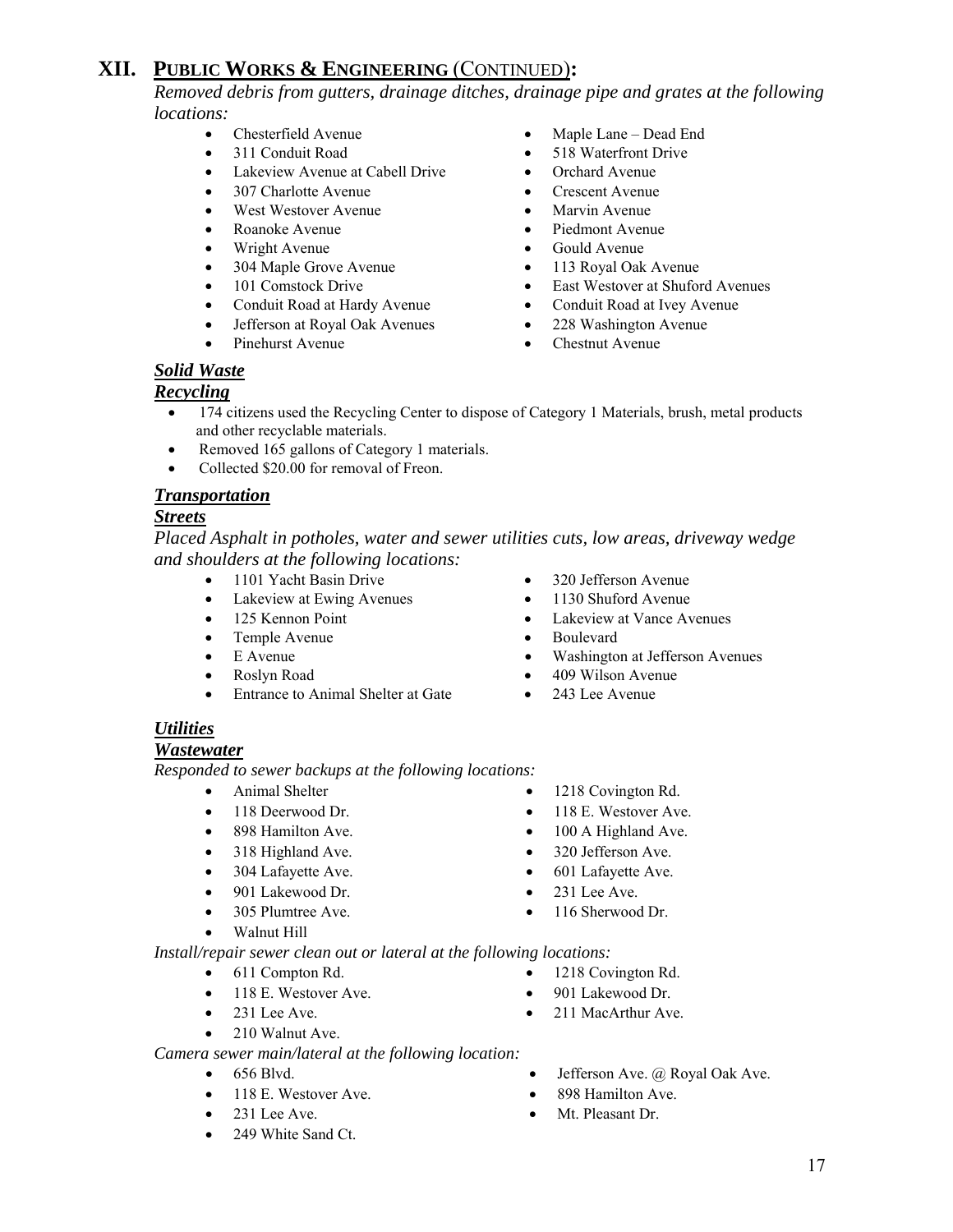## XII. PUBLIC WORKS & ENGINEERING (CONTINUED):

*Removed debris from gutters, drainage ditches, drainage pipe and grates at the following locations:*

- Chesterfield Avenue
- 311 Conduit Road
- Lakeview Avenue at Cabell Drive
- 307 Charlotte Avenue
- West Westover Avenue
- Roanoke Avenue
- Wright Avenue
- 304 Maple Grove Avenue
- 101 Comstock Drive
- Conduit Road at Hardy Avenue
- Jefferson at Royal Oak Avenues
- Pinehurst Avenue
- Maple Lane – Dead End
- 518 Waterfront Drive
- Orchard Avenue
- Crescent Avenue
- Marvin Avenue
- Piedmont Avenue
- Gould Avenue
- 113 Royal Oak Avenue
- East Westover at Shuford Avenues
- Conduit Road at Ivey Avenue
- 228 Washington Avenue
- Chestnut Avenue

### *Solid Waste*

### *Recycling*

- 174 citizens used the Recycling Center to dispose of Category 1 Materials, brush, metal products and other recyclable materials.
- Removed 165 gallons of Category 1 materials.
- Collected $20.00 for removal of Freon.

### *Transportation*

### *Streets*

*Placed Asphalt in potholes, water and sewer utilities cuts, low areas, driveway wedge and shoulders at the following locations:*

- 1101 Yacht Basin Drive
- Lakeview at Ewing Avenues
- 125 Kennon Point
- Temple Avenue
- E Avenue
- Roslyn Road
- Entrance to Animal Shelter at Gate
- 320 Jefferson Avenue
- 1130 Shuford Avenue
- Lakeview at Vance Avenues
- Boulevard
- Washington at Jefferson Avenues
- 409 Wilson Avenue
- 243 Lee Avenue

### *Utilities*

### *Wastewater*

*Responded to sewer backups at the following locations:*

- Animal Shelter
- 118 Deerwood Dr.
- 898 Hamilton Ave.
- 318 Highland Ave.
- 304 Lafayette Ave.
- 901 Lakewood Dr.
- 305 Plumtree Ave.
- Walnut Hill
- 1218 Covington Rd.
- 118 E. Westover Ave.
- 100 A Highland Ave.
- 320 Jefferson Ave.
- 601 Lafayette Ave.
- 231 Lee Ave.
- 116 Sherwood Dr.

*Install/repair sewer clean out or lateral at the following locations:*

- 611 Compton Rd.
- 118 E. Westover Ave.
- 231 Lee Ave.
- 210 Walnut Ave.
- 1218 Covington Rd.
- 901 Lakewood Dr.
- 211 MacArthur Ave.

*Camera sewer main/lateral at the following location:*

- 656 Blvd.
- 118 E. Westover Ave.
- 231 Lee Ave.
- 249 White Sand Ct.
- Jefferson Ave. @ Royal Oak Ave.
- 898 Hamilton Ave.
- Mt. Pleasant Dr.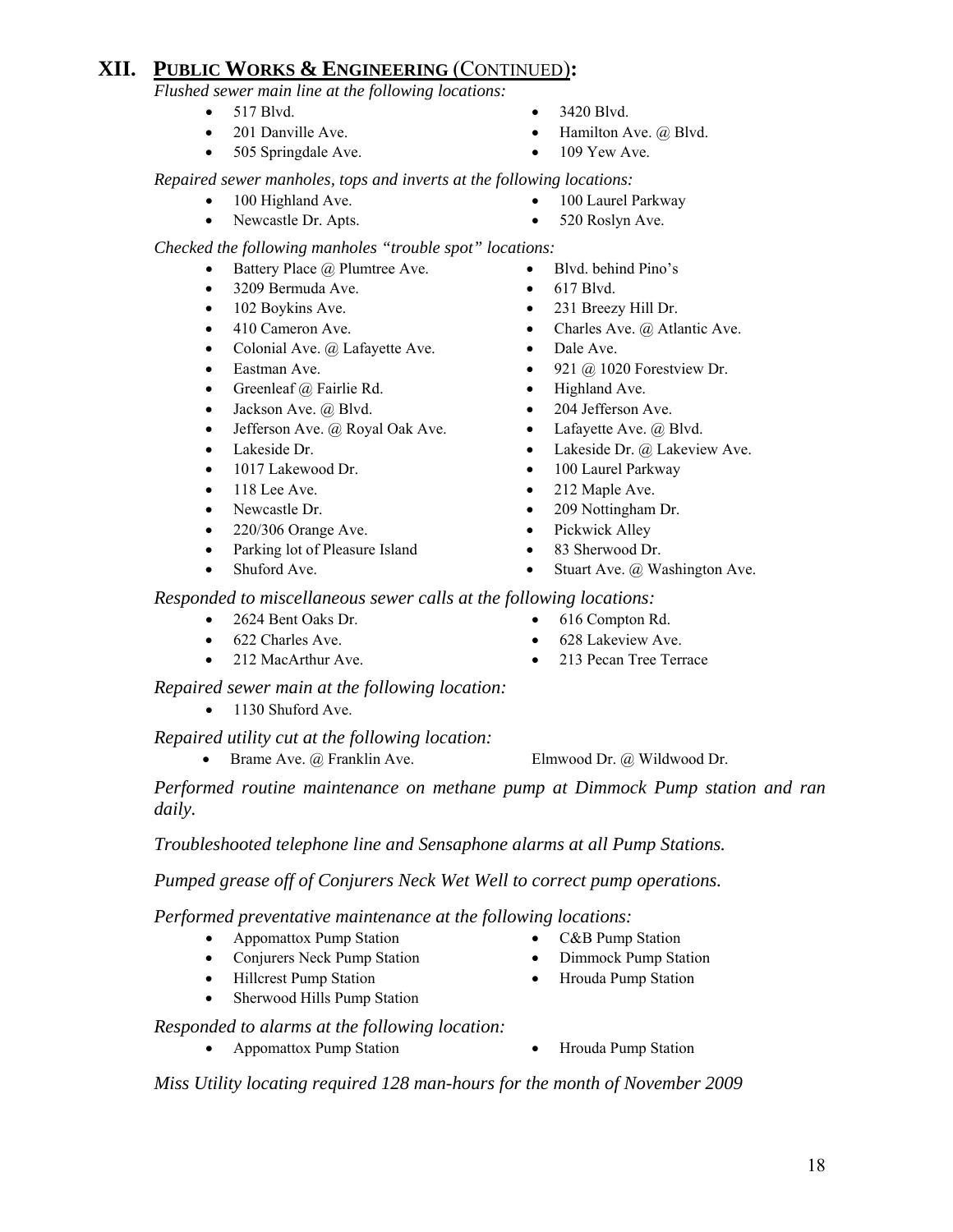## XII. PUBLIC WORKS & ENGINEERING (CONTINUED):

*Flushed sewer main line at the following locations:*

- 517 Blvd.
- 201 Danville Ave.
- 505 Springdale Ave.
- 3420 Blvd.
- Hamilton Ave. @ Blvd.
- 109 Yew Ave.

*Repaired sewer manholes, tops and inverts at the following locations:*

- 100 Highland Ave.
- Newcastle Dr. Apts.
- 100 Laurel Parkway
- 520 Roslyn Ave.

*Checked the following manholes "trouble spot" locations:*

- Battery Place @ Plumtree Ave.
- 3209 Bermuda Ave.
- 102 Boykins Ave.
- 410 Cameron Ave.
- Colonial Ave. @ Lafayette Ave.
- Eastman Ave.
- Greenleaf @ Fairlie Rd.
- Jackson Ave. @ Blvd.
- Jefferson Ave. @ Royal Oak Ave.
- Lakeside Dr.
- 1017 Lakewood Dr.
- 118 Lee Ave.
- Newcastle Dr.
- 220/306 Orange Ave.
- Parking lot of Pleasure Island
- Shuford Ave.
- Blvd. behind Pino's
- 617 Blvd.
- 231 Breezy Hill Dr.
- Charles Ave. @ Atlantic Ave.
- Dale Ave.
- 921 @ 1020 Forestview Dr.
- Highland Ave.
- 204 Jefferson Ave.
- Lafayette Ave. @ Blvd.
- Lakeside Dr. @ Lakeview Ave.
- 100 Laurel Parkway
- 212 Maple Ave.
- 209 Nottingham Dr.
- Pickwick Alley
- 83 Sherwood Dr.
- Stuart Ave. @ Washington Ave.

*Responded to miscellaneous sewer calls at the following locations:*

- 2624 Bent Oaks Dr.
- 622 Charles Ave.
- 212 MacArthur Ave.
- 616 Compton Rd.
- 628 Lakeview Ave.
- 213 Pecan Tree Terrace

*Repaired sewer main at the following location:*

- 1130 Shuford Ave.

*Repaired utility cut at the following location:*

- Brame Ave. @ Franklin Ave.
- Elmwood Dr. @ Wildwood Dr.

*Performed routine maintenance on methane pump at Dimmock Pump station and ran daily.*

*Troubleshooted telephone line and Sensaphone alarms at all Pump Stations.*

*Pumped grease off of Conjurers Neck Wet Well to correct pump operations.*

*Performed preventative maintenance at the following locations:*

- Appomattox Pump Station
- Conjurers Neck Pump Station
- Hillcrest Pump Station
- Sherwood Hills Pump Station
- C&B Pump Station
- Dimmock Pump Station
- Hrouda Pump Station

*Responded to alarms at the following location:*

- Appomattox Pump Station
- Hrouda Pump Station

*Miss Utility locating required 128 man-hours for the month of November 2009*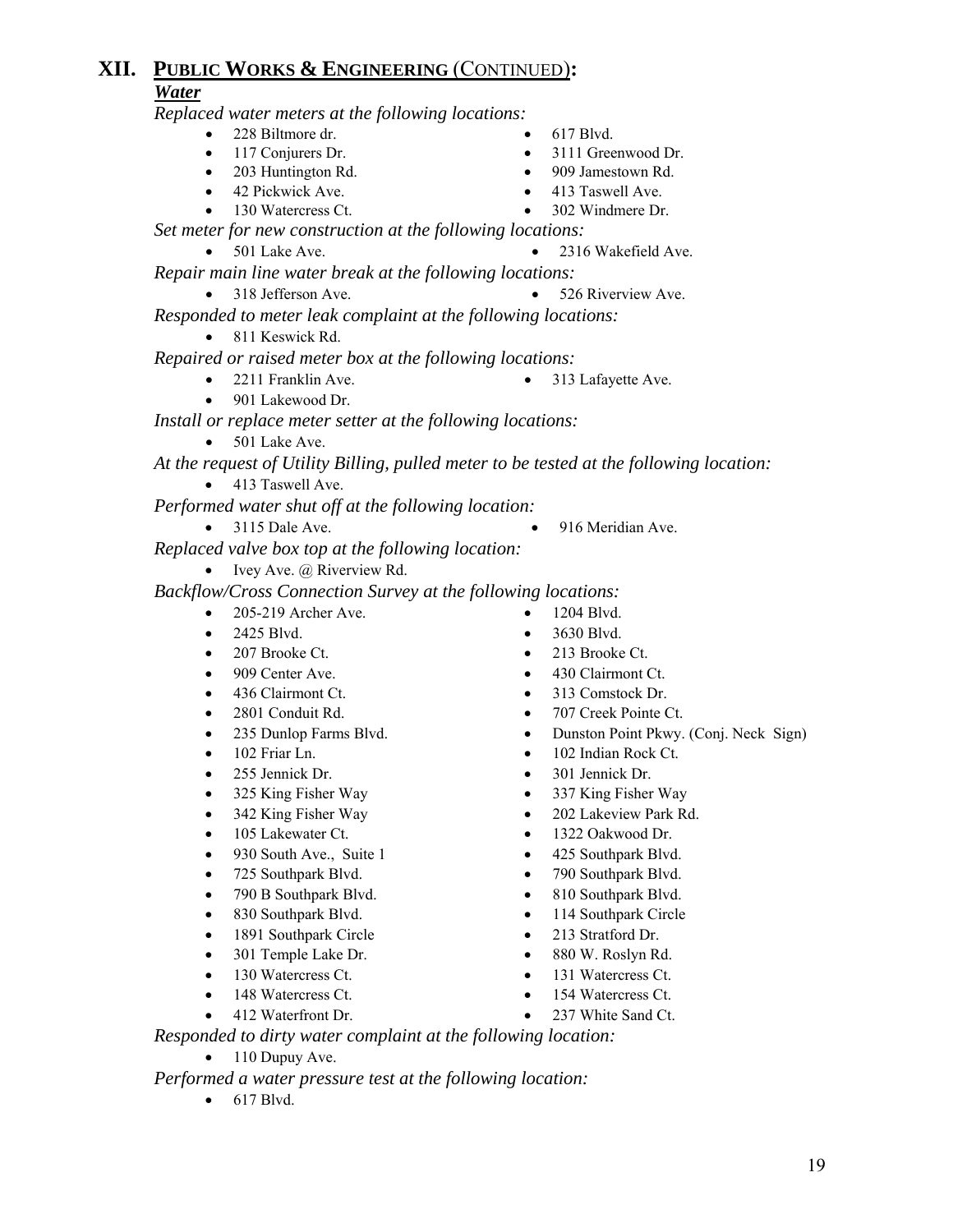## XII. PUBLIC WORKS & ENGINEERING (CONTINUED):

### *Water*

*Replaced water meters at the following locations:*

- 228 Biltmore dr.
- 617 Blvd.
- 117 Conjurers Dr.
- 3111 Greenwood Dr.
- 203 Huntington Rd.
- 909 Jamestown Rd.
- 42 Pickwick Ave.
- 413 Taswell Ave.
- 130 Watercress Ct.
- 302 Windmere Dr.

*Set meter for new construction at the following locations:*

- 501 Lake Ave.
- 2316 Wakefield Ave.

*Repair main line water break at the following locations:*

- 318 Jefferson Ave.
- 526 Riverview Ave.

*Responded to meter leak complaint at the following locations:*

- 811 Keswick Rd.

*Repaired or raised meter box at the following locations:*

- 2211 Franklin Ave.
- 313 Lafayette Ave.
- 901 Lakewood Dr.

*Install or replace meter setter at the following locations:*

- 501 Lake Ave.

*At the request of Utility Billing, pulled meter to be tested at the following location:*

- 413 Taswell Ave.

*Performed water shut off at the following location:*

- 3115 Dale Ave.
- 916 Meridian Ave.

*Replaced valve box top at the following location:*

- Ivey Ave. @ Riverview Rd.

*Backflow/Cross Connection Survey at the following locations:*

- 205-219 Archer Ave.
- 1204 Blvd.
- 2425 Blvd.
- 3630 Blvd.
- 207 Brooke Ct.
- 213 Brooke Ct.
- 909 Center Ave.
- 430 Clairmont Ct.
- 436 Clairmont Ct.
- 313 Comstock Dr.
- 2801 Conduit Rd.
- 707 Creek Pointe Ct.
- 235 Dunlop Farms Blvd.
- Dunston Point Pkwy. (Conj. Neck Sign)
- 102 Friar Ln.
- 102 Indian Rock Ct.
- 255 Jennick Dr.
- 301 Jennick Dr.
- 325 King Fisher Way
- 337 King Fisher Way
- 342 King Fisher Way
- 202 Lakeview Park Rd.
- 105 Lakewater Ct.
- 1322 Oakwood Dr.
- 930 South Ave., Suite 1
- 425 Southpark Blvd.
- 725 Southpark Blvd.
- 790 Southpark Blvd.
- 790 B Southpark Blvd.
- 810 Southpark Blvd.
- 830 Southpark Blvd.
- 114 Southpark Circle
- 1891 Southpark Circle
- 213 Stratford Dr.
- 301 Temple Lake Dr.
- 880 W. Roslyn Rd.
- 130 Watercress Ct.
- 131 Watercress Ct.
- 148 Watercress Ct.
- 154 Watercress Ct.
- 412 Waterfront Dr.
- 237 White Sand Ct.

*Responded to dirty water complaint at the following location:*

- 110 Dupuy Ave.

*Performed a water pressure test at the following location:*

- 617 Blvd.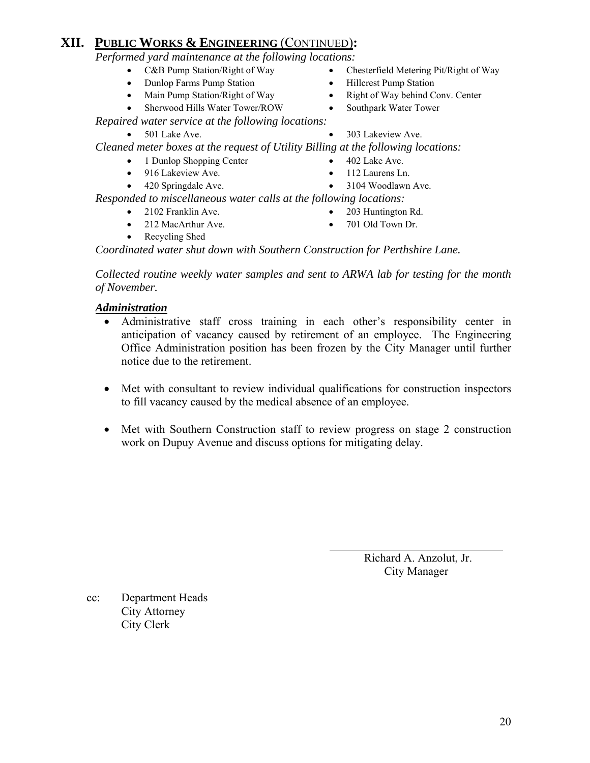## XII. PUBLIC WORKS & ENGINEERING (CONTINUED):

*Performed yard maintenance at the following locations:*

- C&B Pump Station/Right of Way
- Chesterfield Metering Pit/Right of Way
- Dunlop Farms Pump Station
- Hillcrest Pump Station
- Main Pump Station/Right of Way
- Right of Way behind Conv. Center
- Sherwood Hills Water Tower/ROW
- Southpark Water Tower

*Repaired water service at the following locations:*

- 501 Lake Ave.
- 303 Lakeview Ave.

*Cleaned meter boxes at the request of Utility Billing at the following locations:*

- 1 Dunlop Shopping Center
- 402 Lake Ave.
- 916 Lakeview Ave.
- 112 Laurens Ln.
- 420 Springdale Ave.
- 3104 Woodlawn Ave.

*Responded to miscellaneous water calls at the following locations:*

- 2102 Franklin Ave.
- 203 Huntington Rd.
- 212 MacArthur Ave.
- 701 Old Town Dr.
- Recycling Shed

*Coordinated water shut down with Southern Construction for Perthshire Lane.*

*Collected routine weekly water samples and sent to ARWA lab for testing for the month of November.*

### ***Administration***

- Administrative staff cross training in each other's responsibility center in anticipation of vacancy caused by retirement of an employee. The Engineering Office Administration position has been frozen by the City Manager until further notice due to the retirement.

- Met with consultant to review individual qualifications for construction inspectors to fill vacancy caused by the medical absence of an employee.

- Met with Southern Construction staff to review progress on stage 2 construction work on Dupuy Avenue and discuss options for mitigating delay.

Richard A. Anzolut, Jr.
City Manager

cc: Department Heads
City Attorney
City Clerk